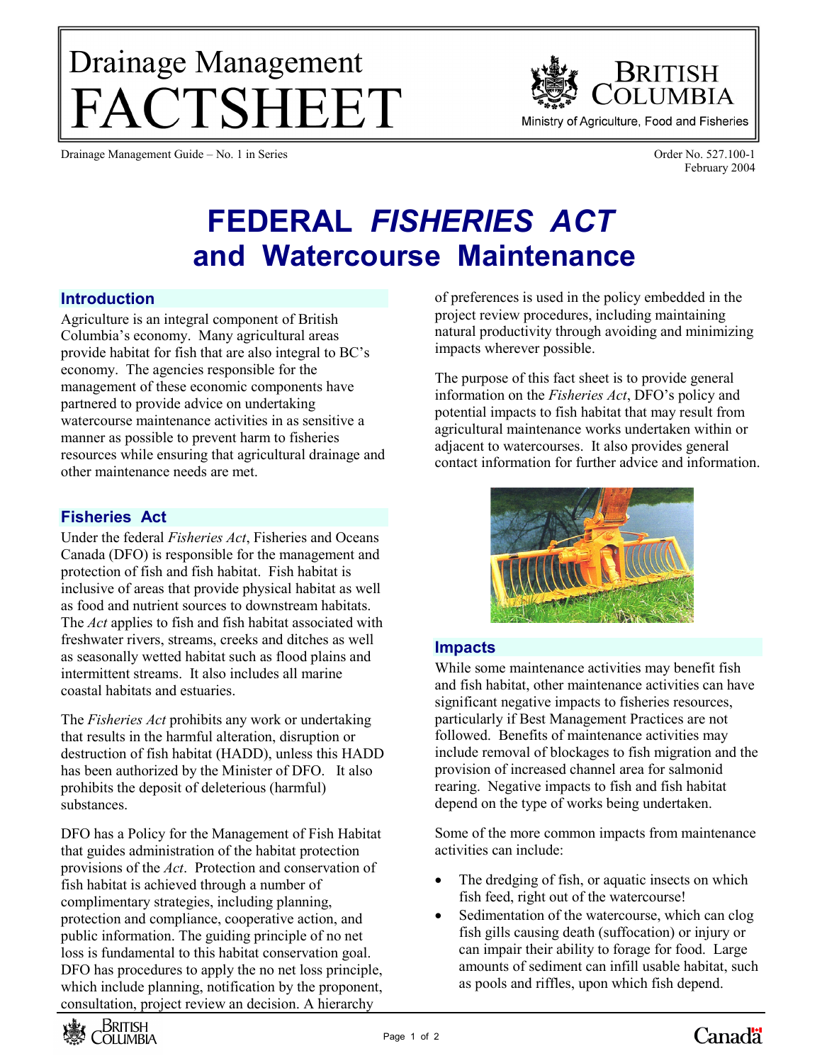# Drainage Management FACTSHEET

BRITISH COLUMBIA
Ministry of Agriculture, Food and Fisheries

Drainage Management Guide – No. 1 in Series

Order No. 527.100-1
February 2004

# FEDERAL *FISHERIES ACT* and Watercourse Maintenance

## Introduction

Agriculture is an integral component of British Columbia's economy. Many agricultural areas provide habitat for fish that are also integral to BC's economy. The agencies responsible for the management of these economic components have partnered to provide advice on undertaking watercourse maintenance activities in as sensitive a manner as possible to prevent harm to fisheries resources while ensuring that agricultural drainage and other maintenance needs are met.

## Fisheries Act

Under the federal *Fisheries Act*, Fisheries and Oceans Canada (DFO) is responsible for the management and protection of fish and fish habitat. Fish habitat is inclusive of areas that provide physical habitat as well as food and nutrient sources to downstream habitats. The *Act* applies to fish and fish habitat associated with freshwater rivers, streams, creeks and ditches as well as seasonally wetted habitat such as flood plains and intermittent streams. It also includes all marine coastal habitats and estuaries.

The *Fisheries Act* prohibits any work or undertaking that results in the harmful alteration, disruption or destruction of fish habitat (HADD), unless this HADD has been authorized by the Minister of DFO. It also prohibits the deposit of deleterious (harmful) substances.

DFO has a Policy for the Management of Fish Habitat that guides administration of the habitat protection provisions of the *Act*. Protection and conservation of fish habitat is achieved through a number of complimentary strategies, including planning, protection and compliance, cooperative action, and public information. The guiding principle of no net loss is fundamental to this habitat conservation goal. DFO has procedures to apply the no net loss principle, which include planning, notification by the proponent, consultation, project review an decision. A hierarchy of preferences is used in the policy embedded in the project review procedures, including maintaining natural productivity through avoiding and minimizing impacts wherever possible.

The purpose of this fact sheet is to provide general information on the *Fisheries Act*, DFO's policy and potential impacts to fish habitat that may result from agricultural maintenance works undertaken within or adjacent to watercourses. It also provides general contact information for further advice and information.

## Impacts

While some maintenance activities may benefit fish and fish habitat, other maintenance activities can have significant negative impacts to fisheries resources, particularly if Best Management Practices are not followed. Benefits of maintenance activities may include removal of blockages to fish migration and the provision of increased channel area for salmonid rearing. Negative impacts to fish and fish habitat depend on the type of works being undertaken.

Some of the more common impacts from maintenance activities can include:

- The dredging of fish, or aquatic insects on which fish feed, right out of the watercourse!
- Sedimentation of the watercourse, which can clog fish gills causing death (suffocation) or injury or can impair their ability to forage for food. Large amounts of sediment can infill usable habitat, such as pools and riffles, upon which fish depend.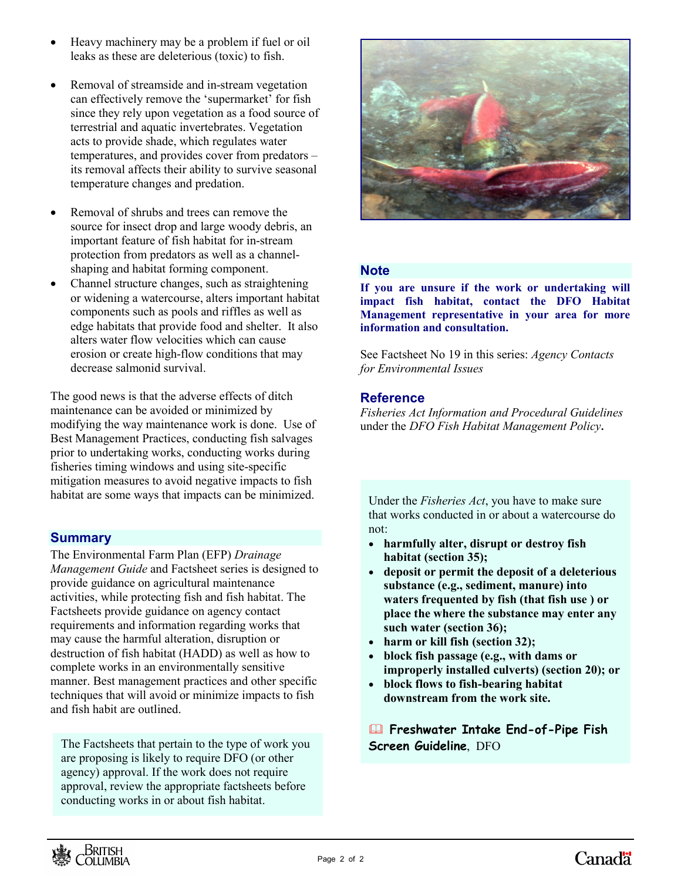- Heavy machinery may be a problem if fuel or oil leaks as these are deleterious (toxic) to fish.

- Removal of streamside and in-stream vegetation can effectively remove the 'supermarket' for fish since they rely upon vegetation as a food source of terrestrial and aquatic invertebrates. Vegetation acts to provide shade, which regulates water temperatures, and provides cover from predators – its removal affects their ability to survive seasonal temperature changes and predation.

- Removal of shrubs and trees can remove the source for insect drop and large woody debris, an important feature of fish habitat for in-stream protection from predators as well as a channel-shaping and habitat forming component.
- Channel structure changes, such as straightening or widening a watercourse, alters important habitat components such as pools and riffles as well as edge habitats that provide food and shelter. It also alters water flow velocities which can cause erosion or create high-flow conditions that may decrease salmonid survival.

The good news is that the adverse effects of ditch maintenance can be avoided or minimized by modifying the way maintenance work is done. Use of Best Management Practices, conducting fish salvages prior to undertaking works, conducting works during fisheries timing windows and using site-specific mitigation measures to avoid negative impacts to fish habitat are some ways that impacts can be minimized.

## Summary

The Environmental Farm Plan (EFP) *Drainage Management Guide* and Factsheet series is designed to provide guidance on agricultural maintenance activities, while protecting fish and fish habitat. The Factsheets provide guidance on agency contact requirements and information regarding works that may cause the harmful alteration, disruption or destruction of fish habitat (HADD) as well as how to complete works in an environmentally sensitive manner. Best management practices and other specific techniques that will avoid or minimize impacts to fish and fish habit are outlined.

The Factsheets that pertain to the type of work you are proposing is likely to require DFO (or other agency) approval. If the work does not require approval, review the appropriate factsheets before conducting works in or about fish habitat.

## Note

**If you are unsure if the work or undertaking will impact fish habitat, contact the DFO Habitat Management representative in your area for more information and consultation.**

See Factsheet No 19 in this series: *Agency Contacts for Environmental Issues*

## Reference

*Fisheries Act Information and Procedural Guidelines* under the *DFO Fish Habitat Management Policy*.

Under the *Fisheries Act*, you have to make sure that works conducted in or about a watercourse do not:

- **harmfully alter, disrupt or destroy fish habitat (section 35);**
- **deposit or permit the deposit of a deleterious substance (e.g., sediment, manure) into waters frequented by fish (that fish use ) or place the where the substance may enter any such water (section 36);**
- **harm or kill fish (section 32);**
- **block fish passage (e.g., with dams or improperly installed culverts) (section 20); or**
- **block flows to fish-bearing habitat downstream from the work site.**

📖 **Freshwater Intake End-of-Pipe Fish Screen Guideline**, DFO